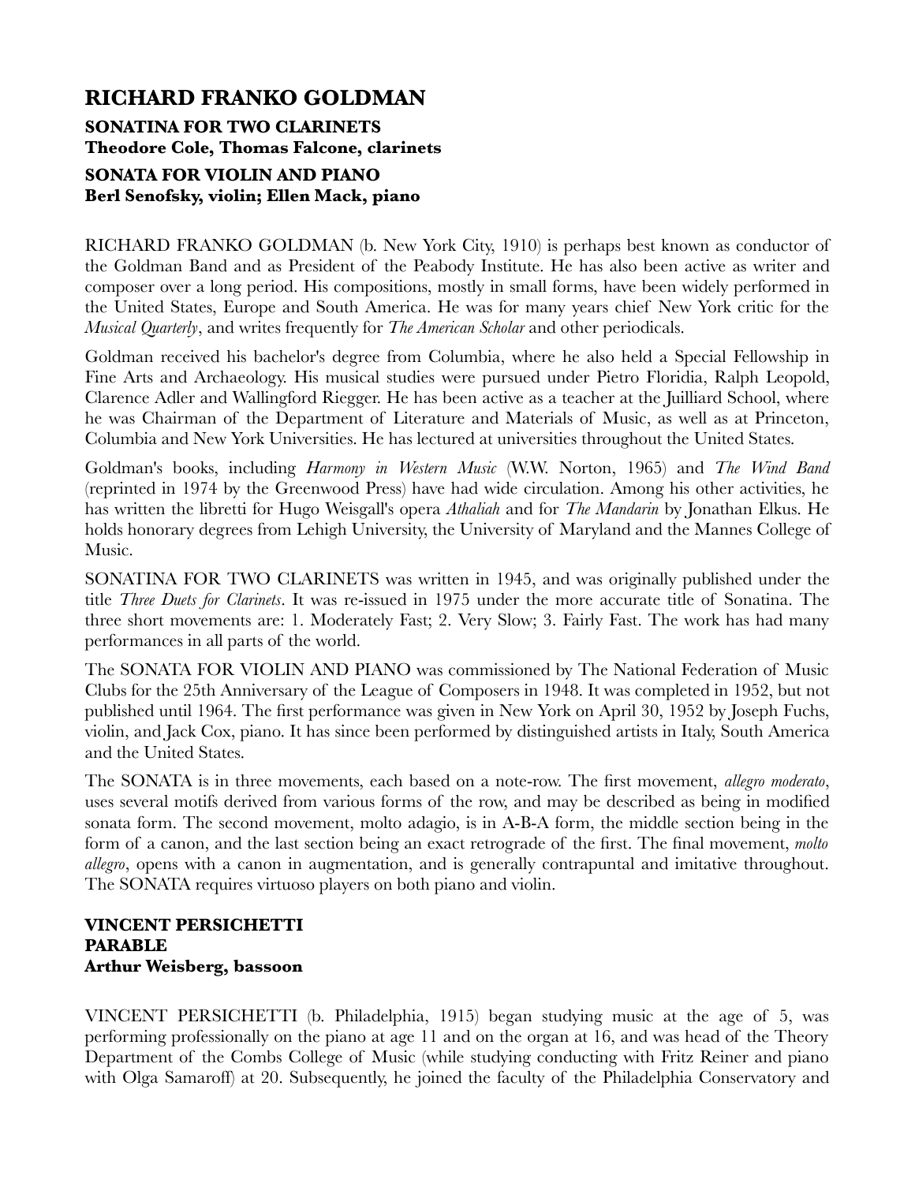## RICHARD FRANKO GOLDMAN

**SONATINA FOR TWO CLARINETS**
**Theodore Cole, Thomas Falcone, clarinets**

**SONATA FOR VIOLIN AND PIANO**
**Berl Senofsky, violin; Ellen Mack, piano**

RICHARD FRANKO GOLDMAN (b. New York City, 1910) is perhaps best known as conductor of the Goldman Band and as President of the Peabody Institute. He has also been active as writer and composer over a long period. His compositions, mostly in small forms, have been widely performed in the United States, Europe and South America. He was for many years chief New York critic for the *Musical Quarterly*, and writes frequently for *The American Scholar* and other periodicals.

Goldman received his bachelor's degree from Columbia, where he also held a Special Fellowship in Fine Arts and Archaeology. His musical studies were pursued under Pietro Floridia, Ralph Leopold, Clarence Adler and Wallingford Riegger. He has been active as a teacher at the Juilliard School, where he was Chairman of the Department of Literature and Materials of Music, as well as at Princeton, Columbia and New York Universities. He has lectured at universities throughout the United States.

Goldman's books, including *Harmony in Western Music* (W.W. Norton, 1965) and *The Wind Band* (reprinted in 1974 by the Greenwood Press) have had wide circulation. Among his other activities, he has written the libretti for Hugo Weisgall's opera *Athaliah* and for *The Mandarin* by Jonathan Elkus. He holds honorary degrees from Lehigh University, the University of Maryland and the Mannes College of Music.

SONATINA FOR TWO CLARINETS was written in 1945, and was originally published under the title *Three Duets for Clarinets*. It was re-issued in 1975 under the more accurate title of Sonatina. The three short movements are: 1. Moderately Fast; 2. Very Slow; 3. Fairly Fast. The work has had many performances in all parts of the world.

The SONATA FOR VIOLIN AND PIANO was commissioned by The National Federation of Music Clubs for the 25th Anniversary of the League of Composers in 1948. It was completed in 1952, but not published until 1964. The first performance was given in New York on April 30, 1952 by Joseph Fuchs, violin, and Jack Cox, piano. It has since been performed by distinguished artists in Italy, South America and the United States.

The SONATA is in three movements, each based on a note-row. The first movement, *allegro moderato*, uses several motifs derived from various forms of the row, and may be described as being in modified sonata form. The second movement, molto adagio, is in A-B-A form, the middle section being in the form of a canon, and the last section being an exact retrograde of the first. The final movement, *molto allegro*, opens with a canon in augmentation, and is generally contrapuntal and imitative throughout. The SONATA requires virtuoso players on both piano and violin.

## VINCENT PERSICHETTI

**PARABLE**
**Arthur Weisberg, bassoon**

VINCENT PERSICHETTI (b. Philadelphia, 1915) began studying music at the age of 5, was performing professionally on the piano at age 11 and on the organ at 16, and was head of the Theory Department of the Combs College of Music (while studying conducting with Fritz Reiner and piano with Olga Samaroff) at 20. Subsequently, he joined the faculty of the Philadelphia Conservatory and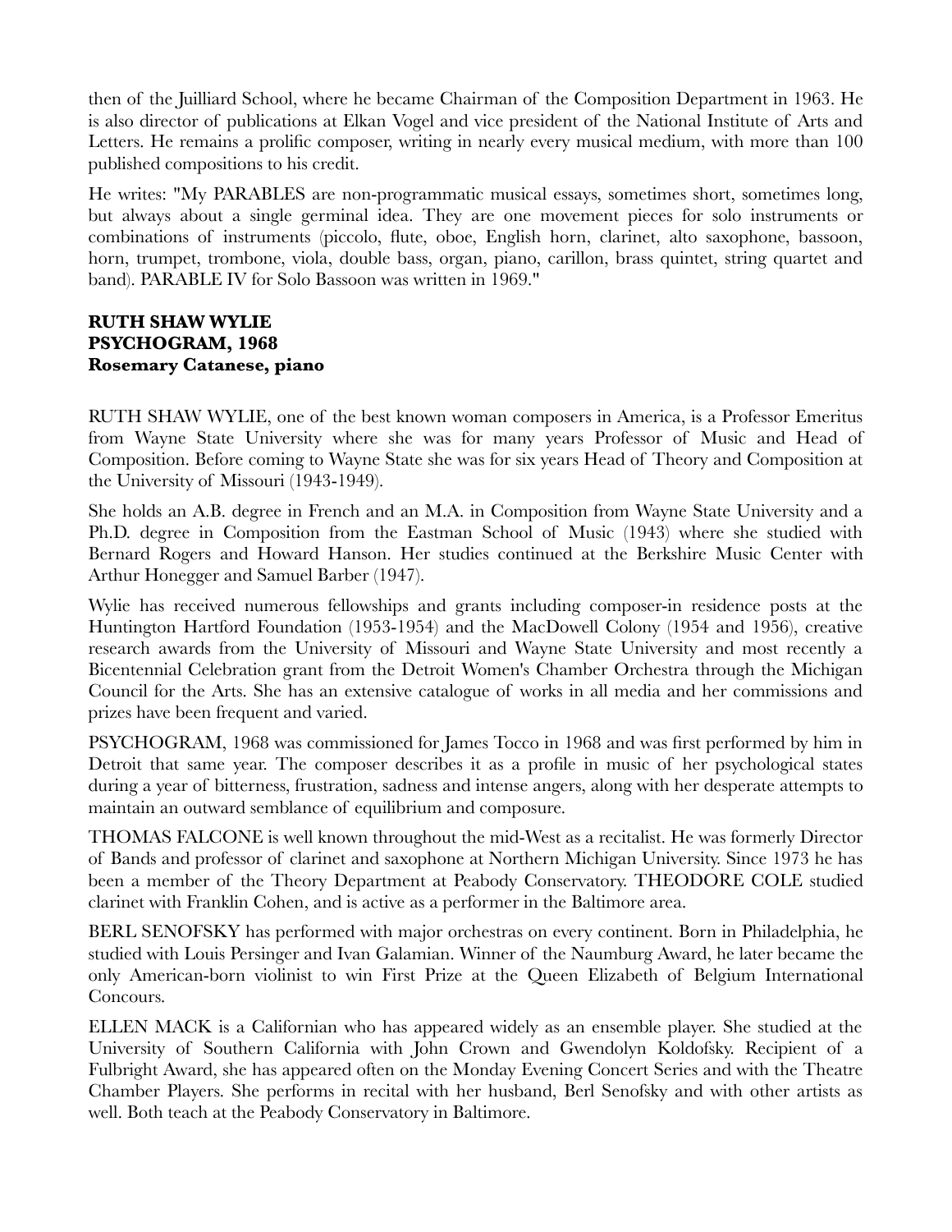then of the Juilliard School, where he became Chairman of the Composition Department in 1963. He is also director of publications at Elkan Vogel and vice president of the National Institute of Arts and Letters. He remains a prolific composer, writing in nearly every musical medium, with more than 100 published compositions to his credit.

He writes: "My PARABLES are non-programmatic musical essays, sometimes short, sometimes long, but always about a single germinal idea. They are one movement pieces for solo instruments or combinations of instruments (piccolo, flute, oboe, English horn, clarinet, alto saxophone, bassoon, horn, trumpet, trombone, viola, double bass, organ, piano, carillon, brass quintet, string quartet and band). PARABLE IV for Solo Bassoon was written in 1969."

**RUTH SHAW WYLIE**
**PSYCHOGRAM, 1968**
**Rosemary Catanese, piano**

RUTH SHAW WYLIE, one of the best known woman composers in America, is a Professor Emeritus from Wayne State University where she was for many years Professor of Music and Head of Composition. Before coming to Wayne State she was for six years Head of Theory and Composition at the University of Missouri (1943-1949).

She holds an A.B. degree in French and an M.A. in Composition from Wayne State University and a Ph.D. degree in Composition from the Eastman School of Music (1943) where she studied with Bernard Rogers and Howard Hanson. Her studies continued at the Berkshire Music Center with Arthur Honegger and Samuel Barber (1947).

Wylie has received numerous fellowships and grants including composer-in residence posts at the Huntington Hartford Foundation (1953-1954) and the MacDowell Colony (1954 and 1956), creative research awards from the University of Missouri and Wayne State University and most recently a Bicentennial Celebration grant from the Detroit Women's Chamber Orchestra through the Michigan Council for the Arts. She has an extensive catalogue of works in all media and her commissions and prizes have been frequent and varied.

PSYCHOGRAM, 1968 was commissioned for James Tocco in 1968 and was first performed by him in Detroit that same year. The composer describes it as a profile in music of her psychological states during a year of bitterness, frustration, sadness and intense angers, along with her desperate attempts to maintain an outward semblance of equilibrium and composure.

THOMAS FALCONE is well known throughout the mid-West as a recitalist. He was formerly Director of Bands and professor of clarinet and saxophone at Northern Michigan University. Since 1973 he has been a member of the Theory Department at Peabody Conservatory. THEODORE COLE studied clarinet with Franklin Cohen, and is active as a performer in the Baltimore area.

BERL SENOFSKY has performed with major orchestras on every continent. Born in Philadelphia, he studied with Louis Persinger and Ivan Galamian. Winner of the Naumburg Award, he later became the only American-born violinist to win First Prize at the Queen Elizabeth of Belgium International Concours.

ELLEN MACK is a Californian who has appeared widely as an ensemble player. She studied at the University of Southern California with John Crown and Gwendolyn Koldofsky. Recipient of a Fulbright Award, she has appeared often on the Monday Evening Concert Series and with the Theatre Chamber Players. She performs in recital with her husband, Berl Senofsky and with other artists as well. Both teach at the Peabody Conservatory in Baltimore.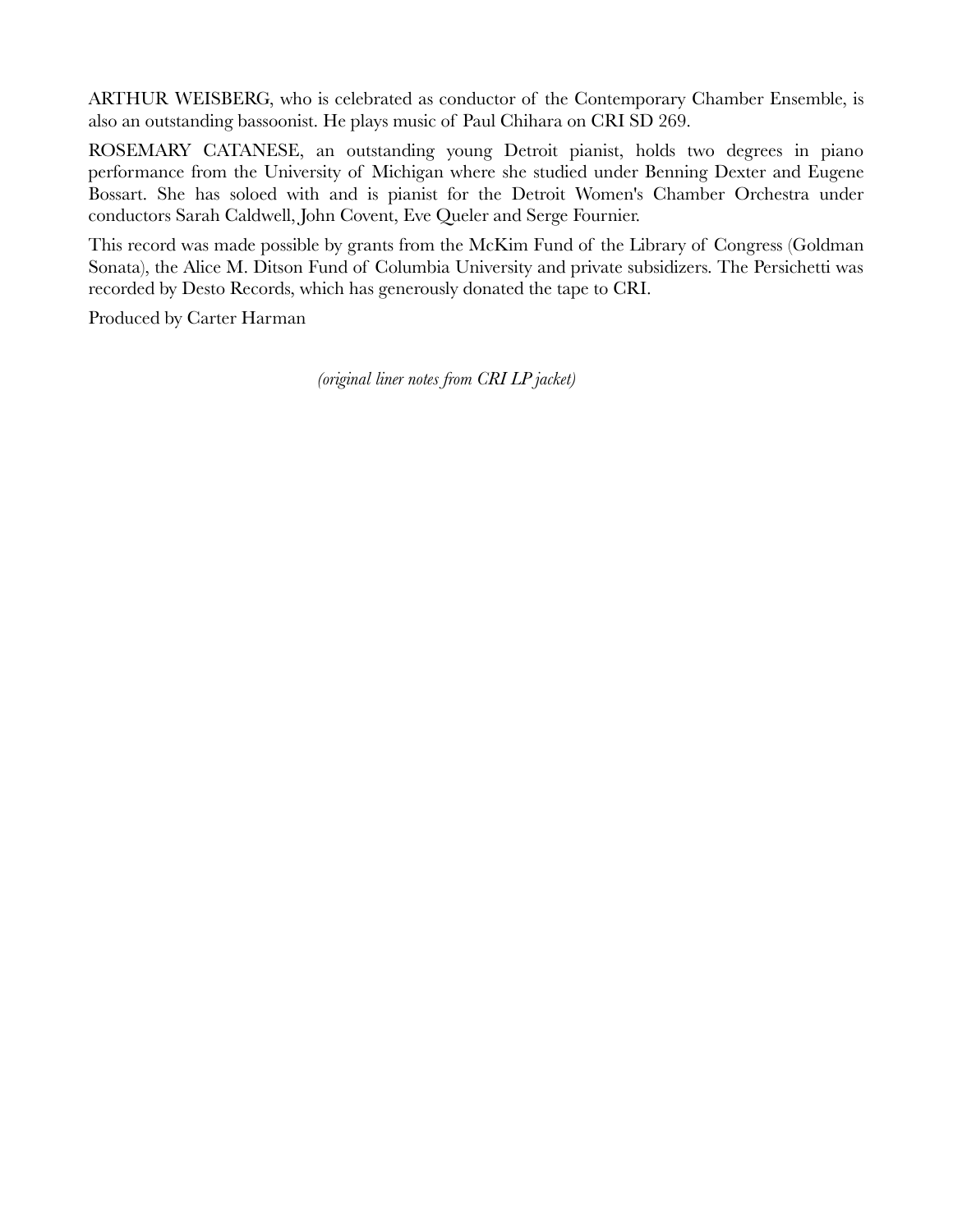ARTHUR WEISBERG, who is celebrated as conductor of the Contemporary Chamber Ensemble, is also an outstanding bassoonist. He plays music of Paul Chihara on CRI SD 269.

ROSEMARY CATANESE, an outstanding young Detroit pianist, holds two degrees in piano performance from the University of Michigan where she studied under Benning Dexter and Eugene Bossart. She has soloed with and is pianist for the Detroit Women's Chamber Orchestra under conductors Sarah Caldwell, John Covent, Eve Queler and Serge Fournier.

This record was made possible by grants from the McKim Fund of the Library of Congress (Goldman Sonata), the Alice M. Ditson Fund of Columbia University and private subsidizers. The Persichetti was recorded by Desto Records, which has generously donated the tape to CRI.

Produced by Carter Harman

*(original liner notes from CRI LP jacket)*